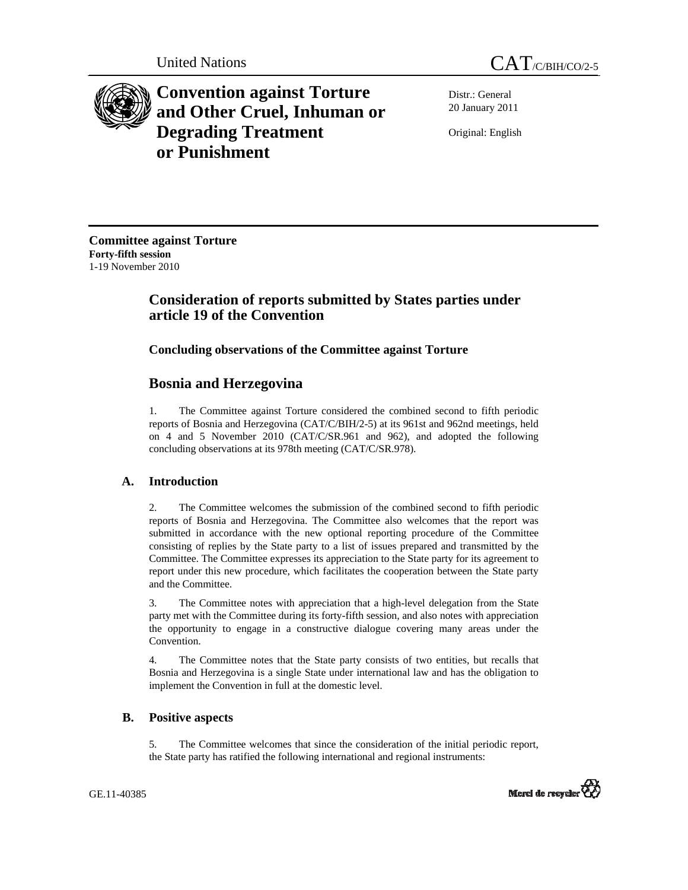United Nations

CAT/C/BIH/CO/2-5

# Convention against Torture and Other Cruel, Inhuman or Degrading Treatment or Punishment

Distr.: General
20 January 2011

Original: English

**Committee against Torture**
**Forty-fifth session**
1-19 November 2010

## Consideration of reports submitted by States parties under article 19 of the Convention

### Concluding observations of the Committee against Torture

## Bosnia and Herzegovina

1. The Committee against Torture considered the combined second to fifth periodic reports of Bosnia and Herzegovina (CAT/C/BIH/2-5) at its 961st and 962nd meetings, held on 4 and 5 November 2010 (CAT/C/SR.961 and 962), and adopted the following concluding observations at its 978th meeting (CAT/C/SR.978).

### A. Introduction

2. The Committee welcomes the submission of the combined second to fifth periodic reports of Bosnia and Herzegovina. The Committee also welcomes that the report was submitted in accordance with the new optional reporting procedure of the Committee consisting of replies by the State party to a list of issues prepared and transmitted by the Committee. The Committee expresses its appreciation to the State party for its agreement to report under this new procedure, which facilitates the cooperation between the State party and the Committee.

3. The Committee notes with appreciation that a high-level delegation from the State party met with the Committee during its forty-fifth session, and also notes with appreciation the opportunity to engage in a constructive dialogue covering many areas under the Convention.

4. The Committee notes that the State party consists of two entities, but recalls that Bosnia and Herzegovina is a single State under international law and has the obligation to implement the Convention in full at the domestic level.

### B. Positive aspects

5. The Committee welcomes that since the consideration of the initial periodic report, the State party has ratified the following international and regional instruments:

GE.11-40385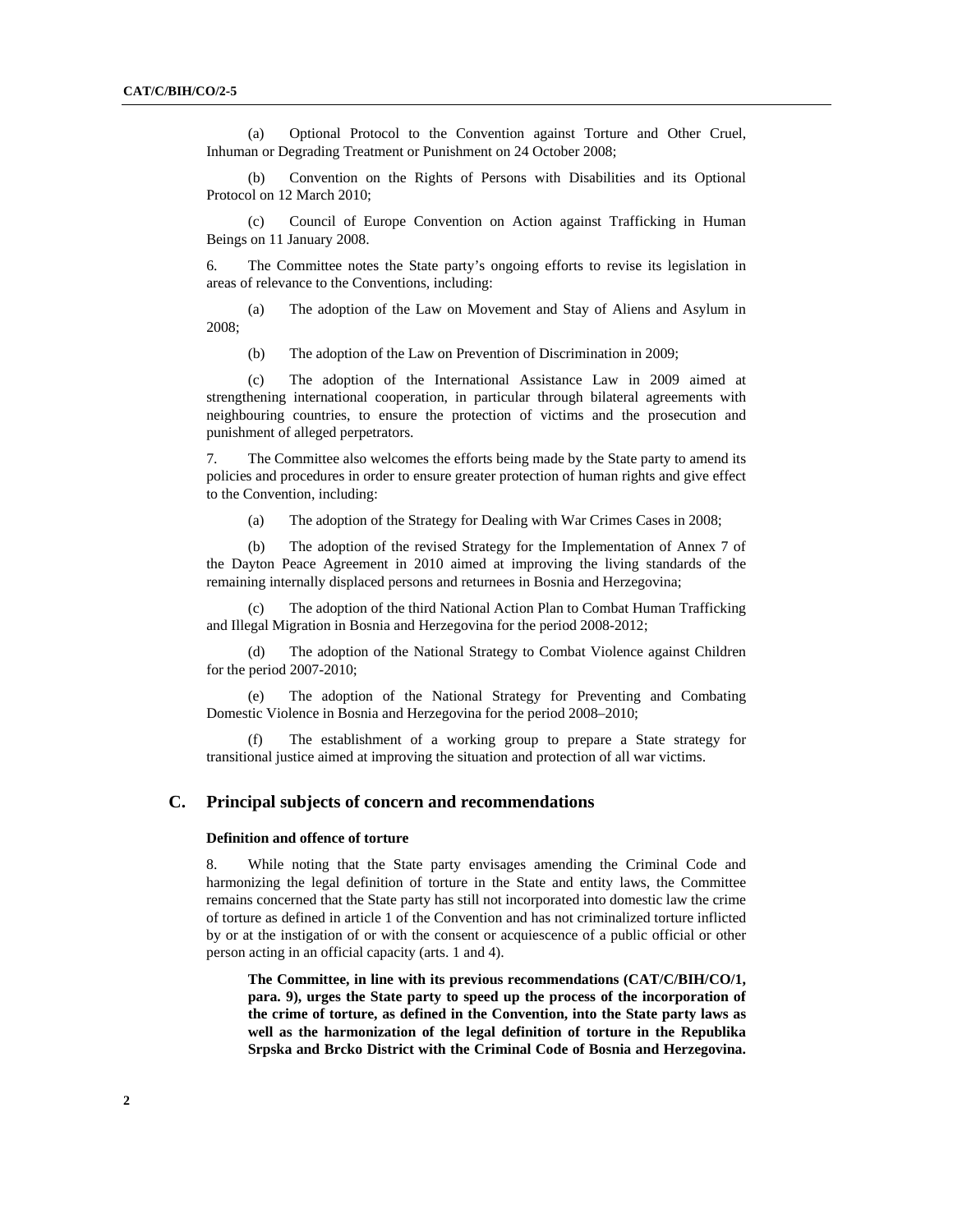(a) Optional Protocol to the Convention against Torture and Other Cruel, Inhuman or Degrading Treatment or Punishment on 24 October 2008;

(b) Convention on the Rights of Persons with Disabilities and its Optional Protocol on 12 March 2010;

(c) Council of Europe Convention on Action against Trafficking in Human Beings on 11 January 2008.

6. The Committee notes the State party's ongoing efforts to revise its legislation in areas of relevance to the Conventions, including:

(a) The adoption of the Law on Movement and Stay of Aliens and Asylum in 2008;

(b) The adoption of the Law on Prevention of Discrimination in 2009;

(c) The adoption of the International Assistance Law in 2009 aimed at strengthening international cooperation, in particular through bilateral agreements with neighbouring countries, to ensure the protection of victims and the prosecution and punishment of alleged perpetrators.

7. The Committee also welcomes the efforts being made by the State party to amend its policies and procedures in order to ensure greater protection of human rights and give effect to the Convention, including:

(a) The adoption of the Strategy for Dealing with War Crimes Cases in 2008;

(b) The adoption of the revised Strategy for the Implementation of Annex 7 of the Dayton Peace Agreement in 2010 aimed at improving the living standards of the remaining internally displaced persons and returnees in Bosnia and Herzegovina;

(c) The adoption of the third National Action Plan to Combat Human Trafficking and Illegal Migration in Bosnia and Herzegovina for the period 2008-2012;

(d) The adoption of the National Strategy to Combat Violence against Children for the period 2007-2010;

(e) The adoption of the National Strategy for Preventing and Combating Domestic Violence in Bosnia and Herzegovina for the period 2008–2010;

(f) The establishment of a working group to prepare a State strategy for transitional justice aimed at improving the situation and protection of all war victims.

## C. Principal subjects of concern and recommendations

### Definition and offence of torture

8. While noting that the State party envisages amending the Criminal Code and harmonizing the legal definition of torture in the State and entity laws, the Committee remains concerned that the State party has still not incorporated into domestic law the crime of torture as defined in article 1 of the Convention and has not criminalized torture inflicted by or at the instigation of or with the consent or acquiescence of a public official or other person acting in an official capacity (arts. 1 and 4).

**The Committee, in line with its previous recommendations (CAT/C/BIH/CO/1, para. 9), urges the State party to speed up the process of the incorporation of the crime of torture, as defined in the Convention, into the State party laws as well as the harmonization of the legal definition of torture in the Republika Srpska and Brcko District with the Criminal Code of Bosnia and Herzegovina.**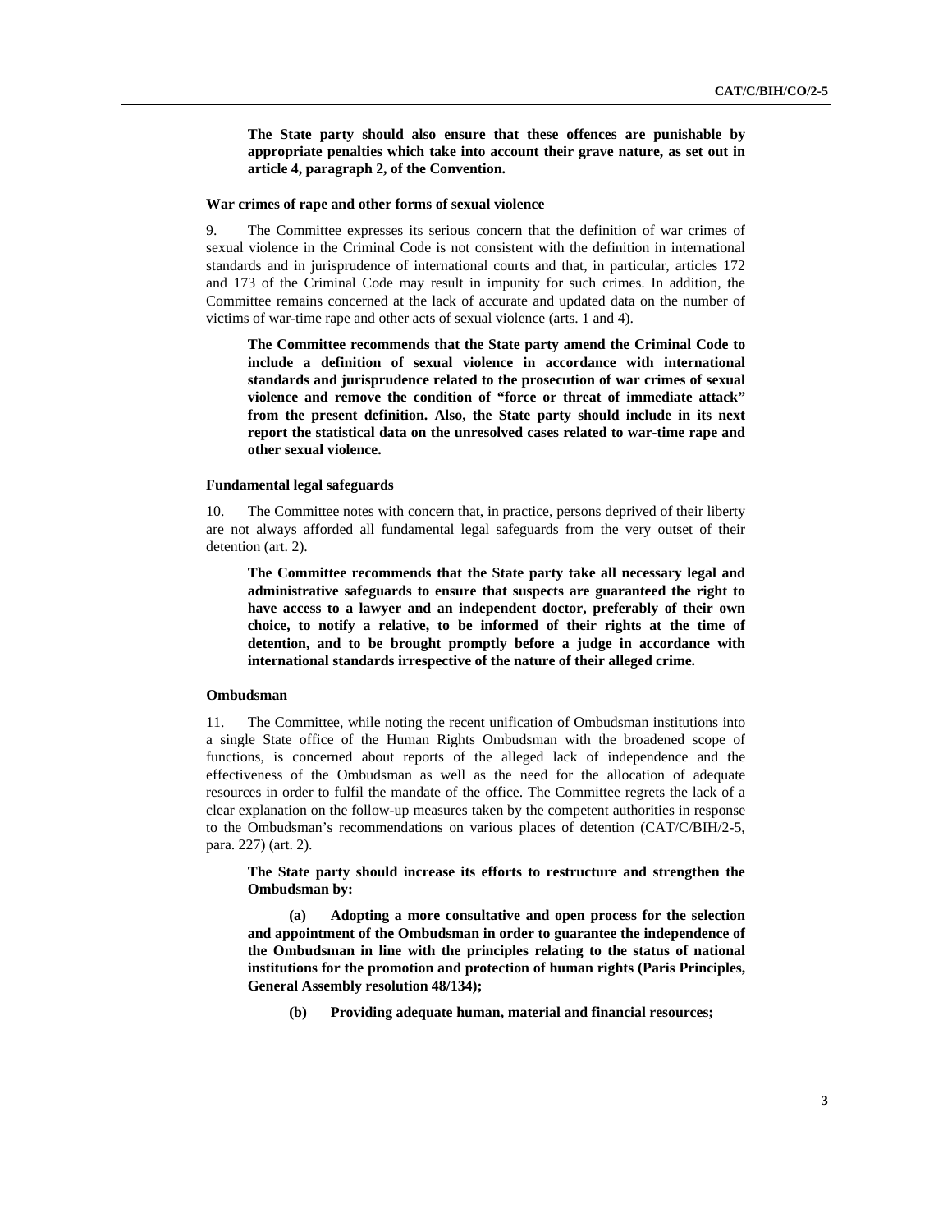**The State party should also ensure that these offences are punishable by appropriate penalties which take into account their grave nature, as set out in article 4, paragraph 2, of the Convention.**

#### War crimes of rape and other forms of sexual violence

9. The Committee expresses its serious concern that the definition of war crimes of sexual violence in the Criminal Code is not consistent with the definition in international standards and in jurisprudence of international courts and that, in particular, articles 172 and 173 of the Criminal Code may result in impunity for such crimes. In addition, the Committee remains concerned at the lack of accurate and updated data on the number of victims of war-time rape and other acts of sexual violence (arts. 1 and 4).

**The Committee recommends that the State party amend the Criminal Code to include a definition of sexual violence in accordance with international standards and jurisprudence related to the prosecution of war crimes of sexual violence and remove the condition of "force or threat of immediate attack" from the present definition. Also, the State party should include in its next report the statistical data on the unresolved cases related to war-time rape and other sexual violence.**

#### Fundamental legal safeguards

10. The Committee notes with concern that, in practice, persons deprived of their liberty are not always afforded all fundamental legal safeguards from the very outset of their detention (art. 2).

**The Committee recommends that the State party take all necessary legal and administrative safeguards to ensure that suspects are guaranteed the right to have access to a lawyer and an independent doctor, preferably of their own choice, to notify a relative, to be informed of their rights at the time of detention, and to be brought promptly before a judge in accordance with international standards irrespective of the nature of their alleged crime.**

#### Ombudsman

11. The Committee, while noting the recent unification of Ombudsman institutions into a single State office of the Human Rights Ombudsman with the broadened scope of functions, is concerned about reports of the alleged lack of independence and the effectiveness of the Ombudsman as well as the need for the allocation of adequate resources in order to fulfil the mandate of the office. The Committee regrets the lack of a clear explanation on the follow-up measures taken by the competent authorities in response to the Ombudsman's recommendations on various places of detention (CAT/C/BIH/2-5, para. 227) (art. 2).

**The State party should increase its efforts to restructure and strengthen the Ombudsman by:**

**(a) Adopting a more consultative and open process for the selection and appointment of the Ombudsman in order to guarantee the independence of the Ombudsman in line with the principles relating to the status of national institutions for the promotion and protection of human rights (Paris Principles, General Assembly resolution 48/134);**

**(b) Providing adequate human, material and financial resources;**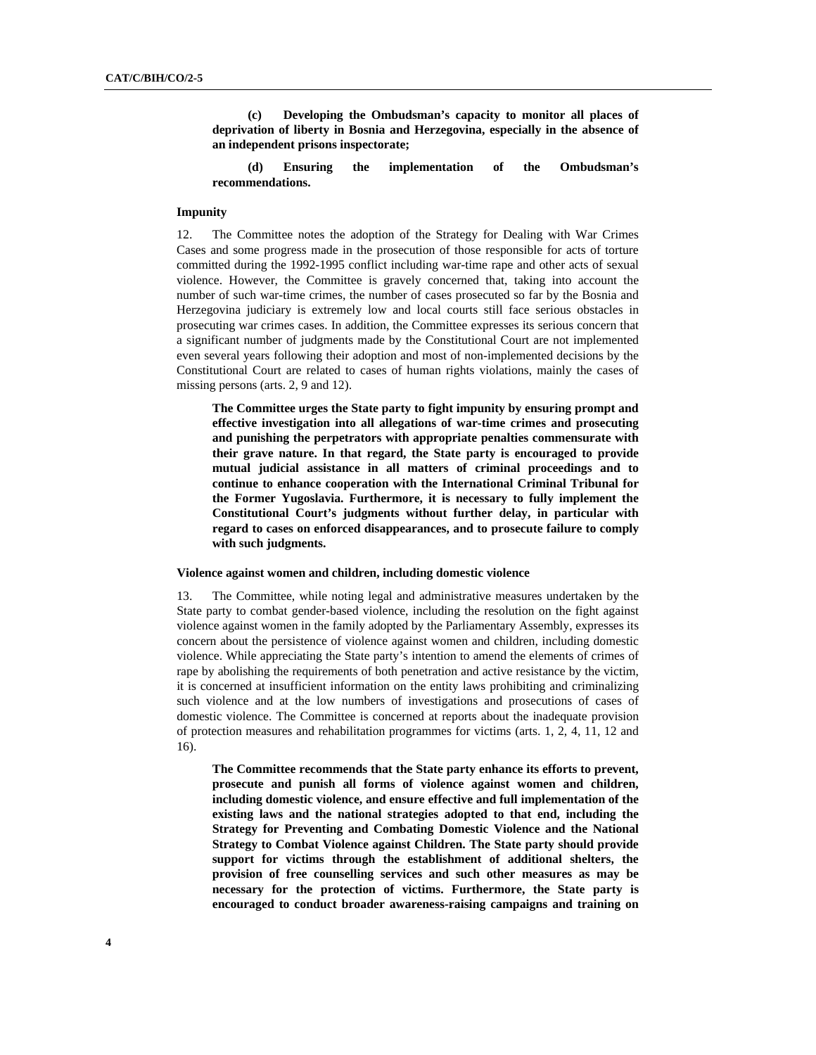**(c) Developing the Ombudsman's capacity to monitor all places of deprivation of liberty in Bosnia and Herzegovina, especially in the absence of an independent prisons inspectorate;**

**(d) Ensuring the implementation of the Ombudsman's recommendations.**

### Impunity

12. The Committee notes the adoption of the Strategy for Dealing with War Crimes Cases and some progress made in the prosecution of those responsible for acts of torture committed during the 1992-1995 conflict including war-time rape and other acts of sexual violence. However, the Committee is gravely concerned that, taking into account the number of such war-time crimes, the number of cases prosecuted so far by the Bosnia and Herzegovina judiciary is extremely low and local courts still face serious obstacles in prosecuting war crimes cases. In addition, the Committee expresses its serious concern that a significant number of judgments made by the Constitutional Court are not implemented even several years following their adoption and most of non-implemented decisions by the Constitutional Court are related to cases of human rights violations, mainly the cases of missing persons (arts. 2, 9 and 12).

**The Committee urges the State party to fight impunity by ensuring prompt and effective investigation into all allegations of war-time crimes and prosecuting and punishing the perpetrators with appropriate penalties commensurate with their grave nature. In that regard, the State party is encouraged to provide mutual judicial assistance in all matters of criminal proceedings and to continue to enhance cooperation with the International Criminal Tribunal for the Former Yugoslavia. Furthermore, it is necessary to fully implement the Constitutional Court's judgments without further delay, in particular with regard to cases on enforced disappearances, and to prosecute failure to comply with such judgments.**

### Violence against women and children, including domestic violence

13. The Committee, while noting legal and administrative measures undertaken by the State party to combat gender-based violence, including the resolution on the fight against violence against women in the family adopted by the Parliamentary Assembly, expresses its concern about the persistence of violence against women and children, including domestic violence. While appreciating the State party's intention to amend the elements of crimes of rape by abolishing the requirements of both penetration and active resistance by the victim, it is concerned at insufficient information on the entity laws prohibiting and criminalizing such violence and at the low numbers of investigations and prosecutions of cases of domestic violence. The Committee is concerned at reports about the inadequate provision of protection measures and rehabilitation programmes for victims (arts. 1, 2, 4, 11, 12 and 16).

**The Committee recommends that the State party enhance its efforts to prevent, prosecute and punish all forms of violence against women and children, including domestic violence, and ensure effective and full implementation of the existing laws and the national strategies adopted to that end, including the Strategy for Preventing and Combating Domestic Violence and the National Strategy to Combat Violence against Children. The State party should provide support for victims through the establishment of additional shelters, the provision of free counselling services and such other measures as may be necessary for the protection of victims. Furthermore, the State party is encouraged to conduct broader awareness-raising campaigns and training on**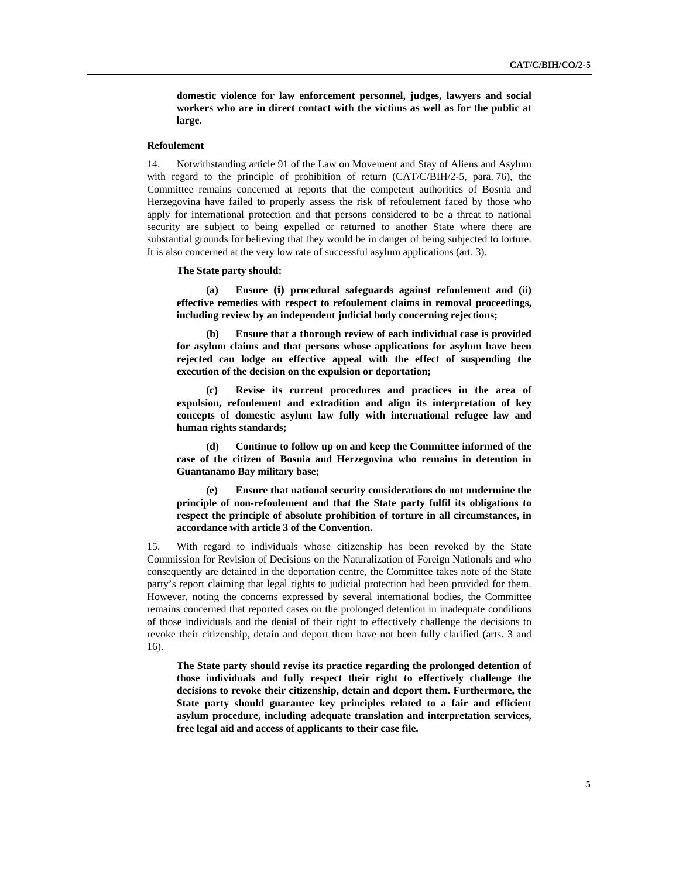**domestic violence for law enforcement personnel, judges, lawyers and social workers who are in direct contact with the victims as well as for the public at large.**

### Refoulement

14. Notwithstanding article 91 of the Law on Movement and Stay of Aliens and Asylum with regard to the principle of prohibition of return (CAT/C/BIH/2-5, para. 76), the Committee remains concerned at reports that the competent authorities of Bosnia and Herzegovina have failed to properly assess the risk of refoulement faced by those who apply for international protection and that persons considered to be a threat to national security are subject to being expelled or returned to another State where there are substantial grounds for believing that they would be in danger of being subjected to torture. It is also concerned at the very low rate of successful asylum applications (art. 3).

**The State party should:**

**(a) Ensure (i) procedural safeguards against refoulement and (ii) effective remedies with respect to refoulement claims in removal proceedings, including review by an independent judicial body concerning rejections;**

**(b) Ensure that a thorough review of each individual case is provided for asylum claims and that persons whose applications for asylum have been rejected can lodge an effective appeal with the effect of suspending the execution of the decision on the expulsion or deportation;**

**(c) Revise its current procedures and practices in the area of expulsion, refoulement and extradition and align its interpretation of key concepts of domestic asylum law fully with international refugee law and human rights standards;**

**(d) Continue to follow up on and keep the Committee informed of the case of the citizen of Bosnia and Herzegovina who remains in detention in Guantanamo Bay military base;**

**(e) Ensure that national security considerations do not undermine the principle of non-refoulement and that the State party fulfil its obligations to respect the principle of absolute prohibition of torture in all circumstances, in accordance with article 3 of the Convention.**

15. With regard to individuals whose citizenship has been revoked by the State Commission for Revision of Decisions on the Naturalization of Foreign Nationals and who consequently are detained in the deportation centre, the Committee takes note of the State party's report claiming that legal rights to judicial protection had been provided for them. However, noting the concerns expressed by several international bodies, the Committee remains concerned that reported cases on the prolonged detention in inadequate conditions of those individuals and the denial of their right to effectively challenge the decisions to revoke their citizenship, detain and deport them have not been fully clarified (arts. 3 and 16).

**The State party should revise its practice regarding the prolonged detention of those individuals and fully respect their right to effectively challenge the decisions to revoke their citizenship, detain and deport them. Furthermore, the State party should guarantee key principles related to a fair and efficient asylum procedure, including adequate translation and interpretation services, free legal aid and access of applicants to their case file.**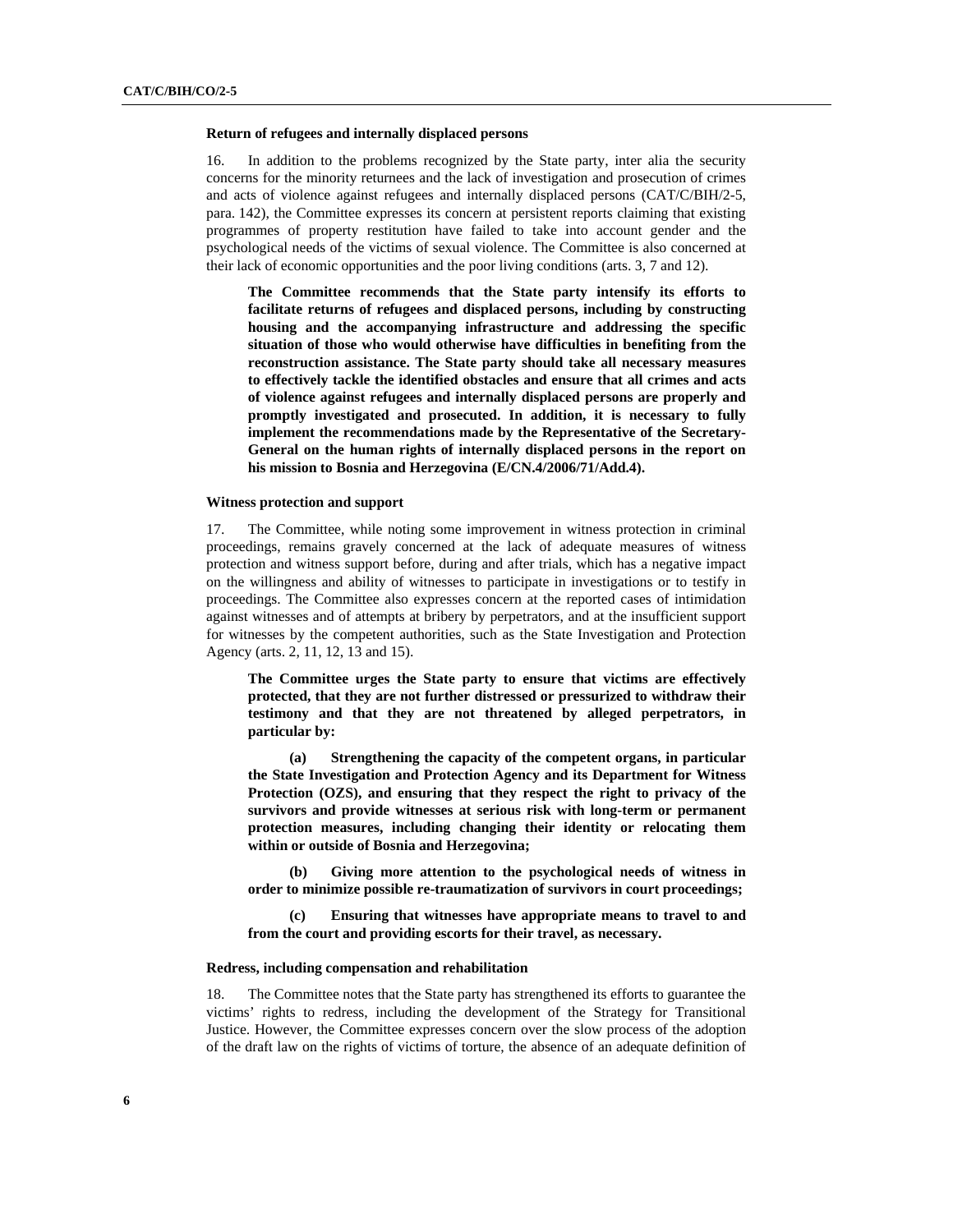#### Return of refugees and internally displaced persons

16. In addition to the problems recognized by the State party, inter alia the security concerns for the minority returnees and the lack of investigation and prosecution of crimes and acts of violence against refugees and internally displaced persons (CAT/C/BIH/2-5, para. 142), the Committee expresses its concern at persistent reports claiming that existing programmes of property restitution have failed to take into account gender and the psychological needs of the victims of sexual violence. The Committee is also concerned at their lack of economic opportunities and the poor living conditions (arts. 3, 7 and 12).

**The Committee recommends that the State party intensify its efforts to facilitate returns of refugees and displaced persons, including by constructing housing and the accompanying infrastructure and addressing the specific situation of those who would otherwise have difficulties in benefiting from the reconstruction assistance. The State party should take all necessary measures to effectively tackle the identified obstacles and ensure that all crimes and acts of violence against refugees and internally displaced persons are properly and promptly investigated and prosecuted. In addition, it is necessary to fully implement the recommendations made by the Representative of the Secretary-General on the human rights of internally displaced persons in the report on his mission to Bosnia and Herzegovina (E/CN.4/2006/71/Add.4).**

#### Witness protection and support

17. The Committee, while noting some improvement in witness protection in criminal proceedings, remains gravely concerned at the lack of adequate measures of witness protection and witness support before, during and after trials, which has a negative impact on the willingness and ability of witnesses to participate in investigations or to testify in proceedings. The Committee also expresses concern at the reported cases of intimidation against witnesses and of attempts at bribery by perpetrators, and at the insufficient support for witnesses by the competent authorities, such as the State Investigation and Protection Agency (arts. 2, 11, 12, 13 and 15).

**The Committee urges the State party to ensure that victims are effectively protected, that they are not further distressed or pressurized to withdraw their testimony and that they are not threatened by alleged perpetrators, in particular by:**

**(a) Strengthening the capacity of the competent organs, in particular the State Investigation and Protection Agency and its Department for Witness Protection (OZS), and ensuring that they respect the right to privacy of the survivors and provide witnesses at serious risk with long-term or permanent protection measures, including changing their identity or relocating them within or outside of Bosnia and Herzegovina;**

**(b) Giving more attention to the psychological needs of witness in order to minimize possible re-traumatization of survivors in court proceedings;**

**(c) Ensuring that witnesses have appropriate means to travel to and from the court and providing escorts for their travel, as necessary.**

#### Redress, including compensation and rehabilitation

18. The Committee notes that the State party has strengthened its efforts to guarantee the victims' rights to redress, including the development of the Strategy for Transitional Justice. However, the Committee expresses concern over the slow process of the adoption of the draft law on the rights of victims of torture, the absence of an adequate definition of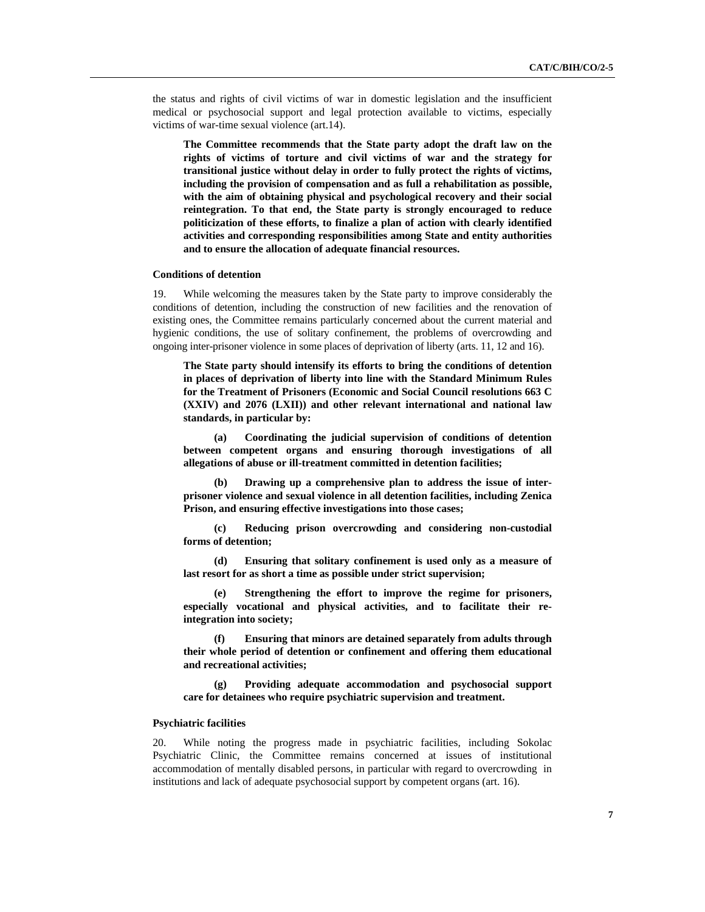the status and rights of civil victims of war in domestic legislation and the insufficient medical or psychosocial support and legal protection available to victims, especially victims of war-time sexual violence (art.14).

**The Committee recommends that the State party adopt the draft law on the rights of victims of torture and civil victims of war and the strategy for transitional justice without delay in order to fully protect the rights of victims, including the provision of compensation and as full a rehabilitation as possible, with the aim of obtaining physical and psychological recovery and their social reintegration. To that end, the State party is strongly encouraged to reduce politicization of these efforts, to finalize a plan of action with clearly identified activities and corresponding responsibilities among State and entity authorities and to ensure the allocation of adequate financial resources.**

#### Conditions of detention

19. While welcoming the measures taken by the State party to improve considerably the conditions of detention, including the construction of new facilities and the renovation of existing ones, the Committee remains particularly concerned about the current material and hygienic conditions, the use of solitary confinement, the problems of overcrowding and ongoing inter-prisoner violence in some places of deprivation of liberty (arts. 11, 12 and 16).

**The State party should intensify its efforts to bring the conditions of detention in places of deprivation of liberty into line with the Standard Minimum Rules for the Treatment of Prisoners (Economic and Social Council resolutions 663 C (XXIV) and 2076 (LXII)) and other relevant international and national law standards, in particular by:**

**(a) Coordinating the judicial supervision of conditions of detention between competent organs and ensuring thorough investigations of all allegations of abuse or ill-treatment committed in detention facilities;**

**(b) Drawing up a comprehensive plan to address the issue of inter-prisoner violence and sexual violence in all detention facilities, including Zenica Prison, and ensuring effective investigations into those cases;**

**(c) Reducing prison overcrowding and considering non-custodial forms of detention;**

**(d) Ensuring that solitary confinement is used only as a measure of last resort for as short a time as possible under strict supervision;**

**(e) Strengthening the effort to improve the regime for prisoners, especially vocational and physical activities, and to facilitate their re-integration into society;**

**(f) Ensuring that minors are detained separately from adults through their whole period of detention or confinement and offering them educational and recreational activities;**

**(g) Providing adequate accommodation and psychosocial support care for detainees who require psychiatric supervision and treatment.**

#### Psychiatric facilities

20. While noting the progress made in psychiatric facilities, including Sokolac Psychiatric Clinic, the Committee remains concerned at issues of institutional accommodation of mentally disabled persons, in particular with regard to overcrowding in institutions and lack of adequate psychosocial support by competent organs (art. 16).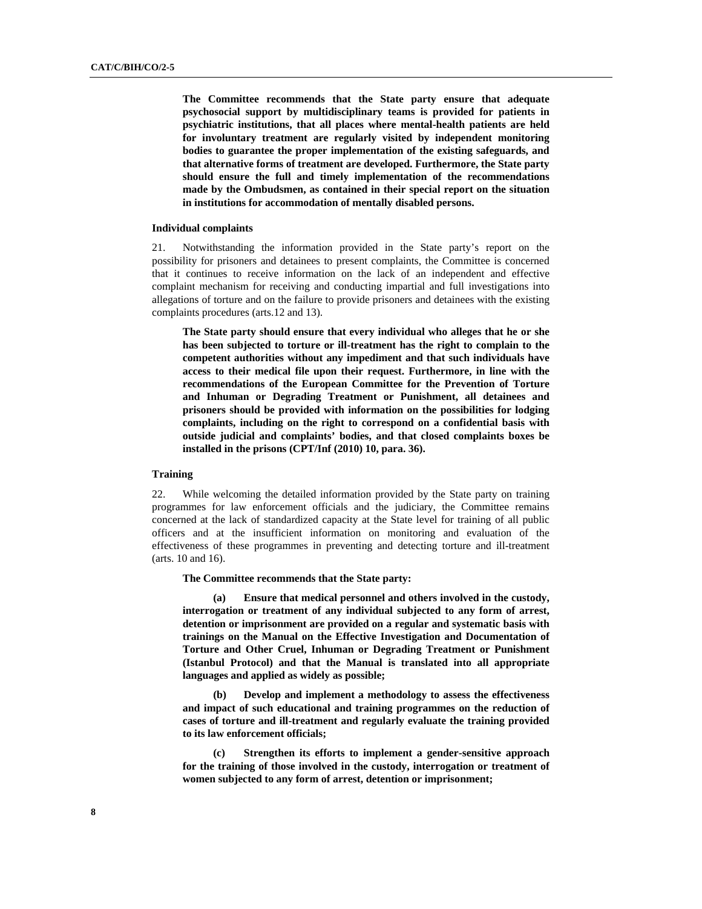**The Committee recommends that the State party ensure that adequate psychosocial support by multidisciplinary teams is provided for patients in psychiatric institutions, that all places where mental-health patients are held for involuntary treatment are regularly visited by independent monitoring bodies to guarantee the proper implementation of the existing safeguards, and that alternative forms of treatment are developed. Furthermore, the State party should ensure the full and timely implementation of the recommendations made by the Ombudsmen, as contained in their special report on the situation in institutions for accommodation of mentally disabled persons.**

### Individual complaints

21. Notwithstanding the information provided in the State party's report on the possibility for prisoners and detainees to present complaints, the Committee is concerned that it continues to receive information on the lack of an independent and effective complaint mechanism for receiving and conducting impartial and full investigations into allegations of torture and on the failure to provide prisoners and detainees with the existing complaints procedures (arts.12 and 13).

**The State party should ensure that every individual who alleges that he or she has been subjected to torture or ill-treatment has the right to complain to the competent authorities without any impediment and that such individuals have access to their medical file upon their request. Furthermore, in line with the recommendations of the European Committee for the Prevention of Torture and Inhuman or Degrading Treatment or Punishment, all detainees and prisoners should be provided with information on the possibilities for lodging complaints, including on the right to correspond on a confidential basis with outside judicial and complaints' bodies, and that closed complaints boxes be installed in the prisons (CPT/Inf (2010) 10, para. 36).**

### Training

22. While welcoming the detailed information provided by the State party on training programmes for law enforcement officials and the judiciary, the Committee remains concerned at the lack of standardized capacity at the State level for training of all public officers and at the insufficient information on monitoring and evaluation of the effectiveness of these programmes in preventing and detecting torture and ill-treatment (arts. 10 and 16).

**The Committee recommends that the State party:**

**(a) Ensure that medical personnel and others involved in the custody, interrogation or treatment of any individual subjected to any form of arrest, detention or imprisonment are provided on a regular and systematic basis with trainings on the Manual on the Effective Investigation and Documentation of Torture and Other Cruel, Inhuman or Degrading Treatment or Punishment (Istanbul Protocol) and that the Manual is translated into all appropriate languages and applied as widely as possible;**

**(b) Develop and implement a methodology to assess the effectiveness and impact of such educational and training programmes on the reduction of cases of torture and ill-treatment and regularly evaluate the training provided to its law enforcement officials;**

**(c) Strengthen its efforts to implement a gender-sensitive approach for the training of those involved in the custody, interrogation or treatment of women subjected to any form of arrest, detention or imprisonment;**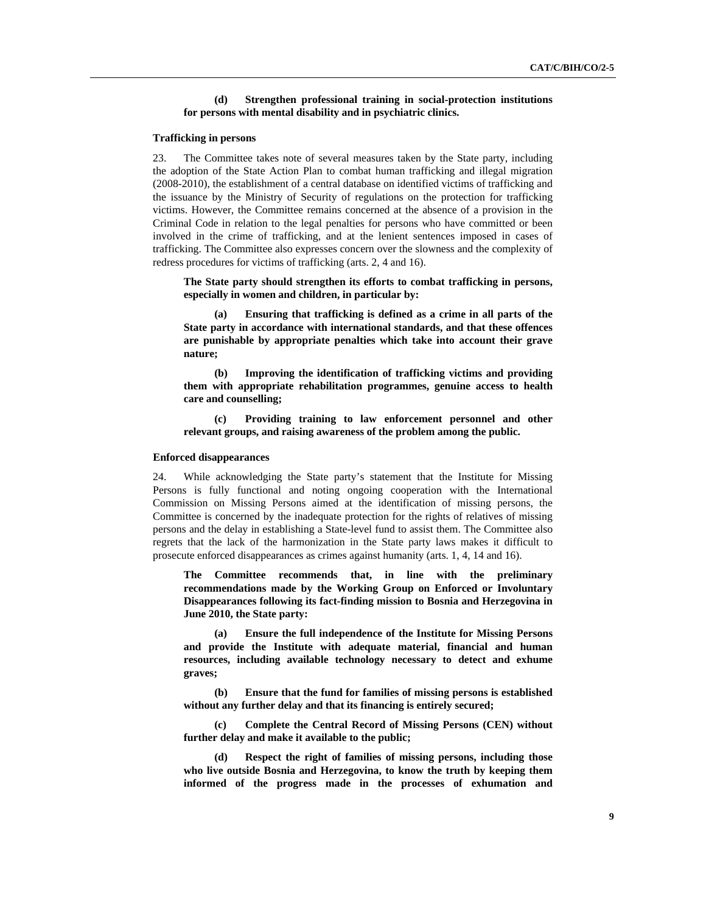**(d) Strengthen professional training in social-protection institutions for persons with mental disability and in psychiatric clinics.**

#### Trafficking in persons

23. The Committee takes note of several measures taken by the State party, including the adoption of the State Action Plan to combat human trafficking and illegal migration (2008-2010), the establishment of a central database on identified victims of trafficking and the issuance by the Ministry of Security of regulations on the protection for trafficking victims. However, the Committee remains concerned at the absence of a provision in the Criminal Code in relation to the legal penalties for persons who have committed or been involved in the crime of trafficking, and at the lenient sentences imposed in cases of trafficking. The Committee also expresses concern over the slowness and the complexity of redress procedures for victims of trafficking (arts. 2, 4 and 16).

**The State party should strengthen its efforts to combat trafficking in persons, especially in women and children, in particular by:**

**(a) Ensuring that trafficking is defined as a crime in all parts of the State party in accordance with international standards, and that these offences are punishable by appropriate penalties which take into account their grave nature;**

**(b) Improving the identification of trafficking victims and providing them with appropriate rehabilitation programmes, genuine access to health care and counselling;**

**(c) Providing training to law enforcement personnel and other relevant groups, and raising awareness of the problem among the public.**

#### Enforced disappearances

24. While acknowledging the State party's statement that the Institute for Missing Persons is fully functional and noting ongoing cooperation with the International Commission on Missing Persons aimed at the identification of missing persons, the Committee is concerned by the inadequate protection for the rights of relatives of missing persons and the delay in establishing a State-level fund to assist them. The Committee also regrets that the lack of the harmonization in the State party laws makes it difficult to prosecute enforced disappearances as crimes against humanity (arts. 1, 4, 14 and 16).

**The Committee recommends that, in line with the preliminary recommendations made by the Working Group on Enforced or Involuntary Disappearances following its fact-finding mission to Bosnia and Herzegovina in June 2010, the State party:**

**(a) Ensure the full independence of the Institute for Missing Persons and provide the Institute with adequate material, financial and human resources, including available technology necessary to detect and exhume graves;**

**(b) Ensure that the fund for families of missing persons is established without any further delay and that its financing is entirely secured;**

**(c) Complete the Central Record of Missing Persons (CEN) without further delay and make it available to the public;**

**(d) Respect the right of families of missing persons, including those who live outside Bosnia and Herzegovina, to know the truth by keeping them informed of the progress made in the processes of exhumation and**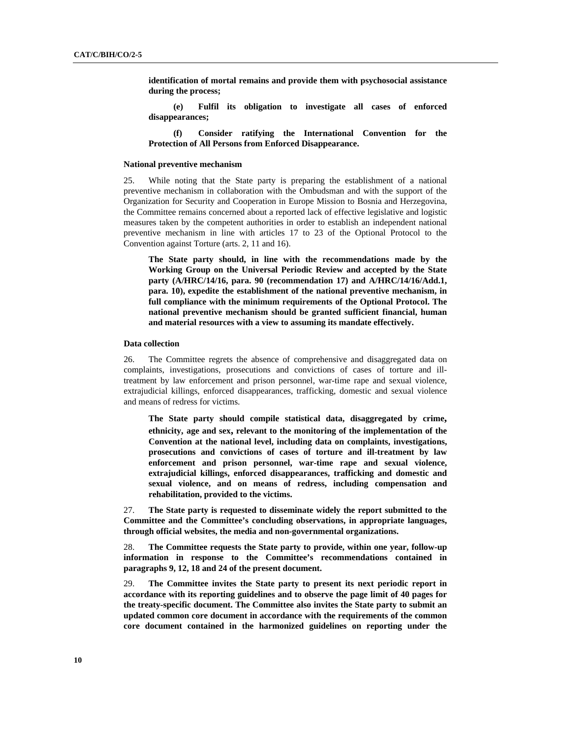**identification of mortal remains and provide them with psychosocial assistance during the process;**

**(e) Fulfil its obligation to investigate all cases of enforced disappearances;**

**(f) Consider ratifying the International Convention for the Protection of All Persons from Enforced Disappearance.**

#### National preventive mechanism

25. While noting that the State party is preparing the establishment of a national preventive mechanism in collaboration with the Ombudsman and with the support of the Organization for Security and Cooperation in Europe Mission to Bosnia and Herzegovina, the Committee remains concerned about a reported lack of effective legislative and logistic measures taken by the competent authorities in order to establish an independent national preventive mechanism in line with articles 17 to 23 of the Optional Protocol to the Convention against Torture (arts. 2, 11 and 16).

**The State party should, in line with the recommendations made by the Working Group on the Universal Periodic Review and accepted by the State party (A/HRC/14/16, para. 90 (recommendation 17) and A/HRC/14/16/Add.1, para. 10), expedite the establishment of the national preventive mechanism, in full compliance with the minimum requirements of the Optional Protocol. The national preventive mechanism should be granted sufficient financial, human and material resources with a view to assuming its mandate effectively.**

#### Data collection

26. The Committee regrets the absence of comprehensive and disaggregated data on complaints, investigations, prosecutions and convictions of cases of torture and ill-treatment by law enforcement and prison personnel, war-time rape and sexual violence, extrajudicial killings, enforced disappearances, trafficking, domestic and sexual violence and means of redress for victims.

**The State party should compile statistical data, disaggregated by crime, ethnicity, age and sex, relevant to the monitoring of the implementation of the Convention at the national level, including data on complaints, investigations, prosecutions and convictions of cases of torture and ill-treatment by law enforcement and prison personnel, war-time rape and sexual violence, extrajudicial killings, enforced disappearances, trafficking and domestic and sexual violence, and on means of redress, including compensation and rehabilitation, provided to the victims.**

27. **The State party is requested to disseminate widely the report submitted to the Committee and the Committee's concluding observations, in appropriate languages, through official websites, the media and non-governmental organizations.**

28. **The Committee requests the State party to provide, within one year, follow-up information in response to the Committee's recommendations contained in paragraphs 9, 12, 18 and 24 of the present document.**

29. **The Committee invites the State party to present its next periodic report in accordance with its reporting guidelines and to observe the page limit of 40 pages for the treaty-specific document. The Committee also invites the State party to submit an updated common core document in accordance with the requirements of the common core document contained in the harmonized guidelines on reporting under the**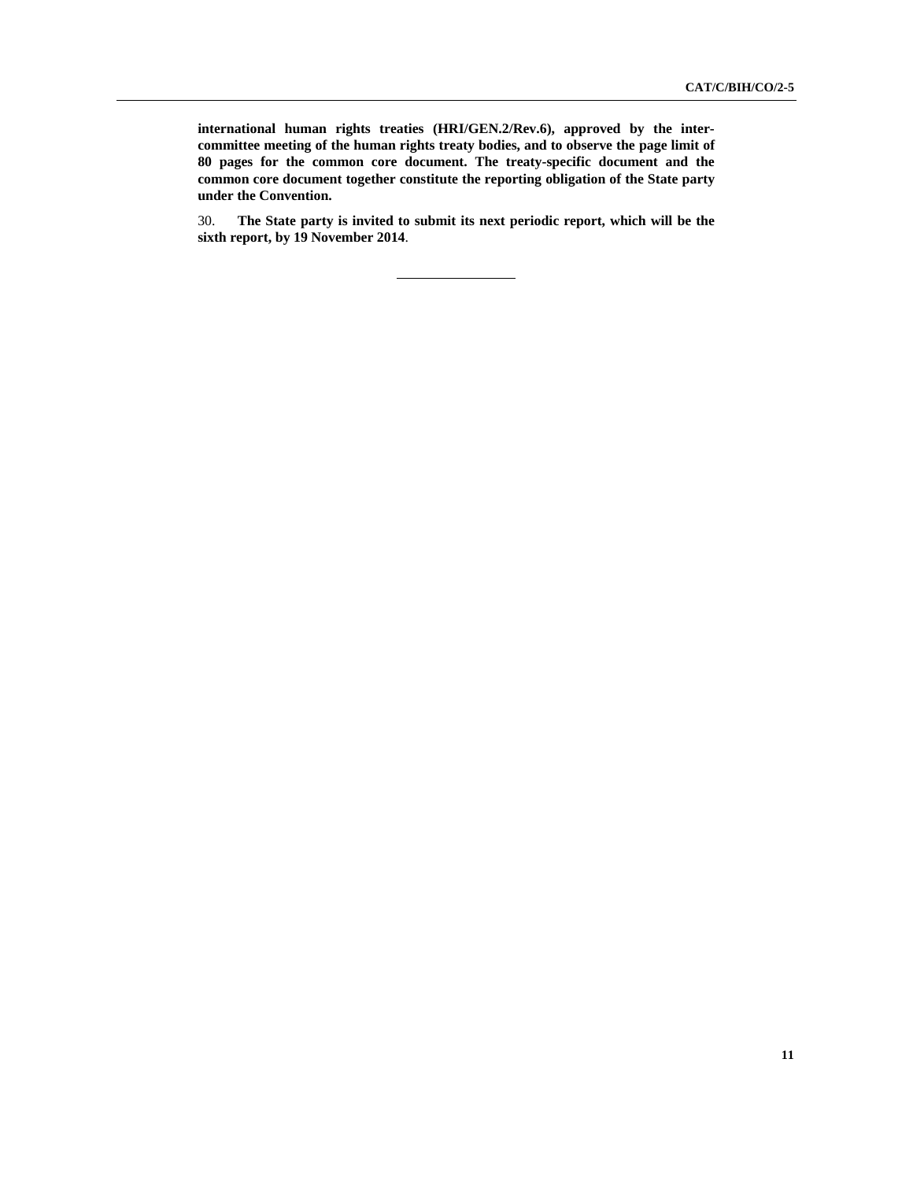**international human rights treaties (HRI/GEN.2/Rev.6), approved by the inter-committee meeting of the human rights treaty bodies, and to observe the page limit of 80 pages for the common core document. The treaty-specific document and the common core document together constitute the reporting obligation of the State party under the Convention.**

30. **The State party is invited to submit its next periodic report, which will be the sixth report, by 19 November 2014**.